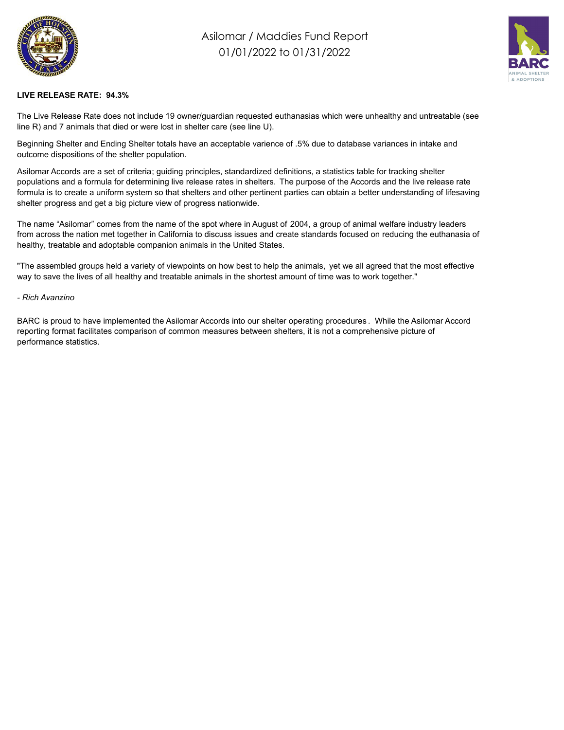# Asilomar / Maddies Fund Report
## 01/01/2022 to 01/31/2022

**LIVE RELEASE RATE: 94.3%**

The Live Release Rate does not include 19 owner/guardian requested euthanasias which were unhealthy and untreatable (see line R) and 7 animals that died or were lost in shelter care (see line U).

Beginning Shelter and Ending Shelter totals have an acceptable varience of .5% due to database variances in intake and outcome dispositions of the shelter population.

Asilomar Accords are a set of criteria; guiding principles, standardized definitions, a statistics table for tracking shelter populations and a formula for determining live release rates in shelters. The purpose of the Accords and the live release rate formula is to create a uniform system so that shelters and other pertinent parties can obtain a better understanding of lifesaving shelter progress and get a big picture view of progress nationwide.

The name "Asilomar" comes from the name of the spot where in August of 2004, a group of animal welfare industry leaders from across the nation met together in California to discuss issues and create standards focused on reducing the euthanasia of healthy, treatable and adoptable companion animals in the United States.

"The assembled groups held a variety of viewpoints on how best to help the animals, yet we all agreed that the most effective way to save the lives of all healthy and treatable animals in the shortest amount of time was to work together."

*- Rich Avanzino*

BARC is proud to have implemented the Asilomar Accords into our shelter operating procedures. While the Asilomar Accord reporting format facilitates comparison of common measures between shelters, it is not a comprehensive picture of performance statistics.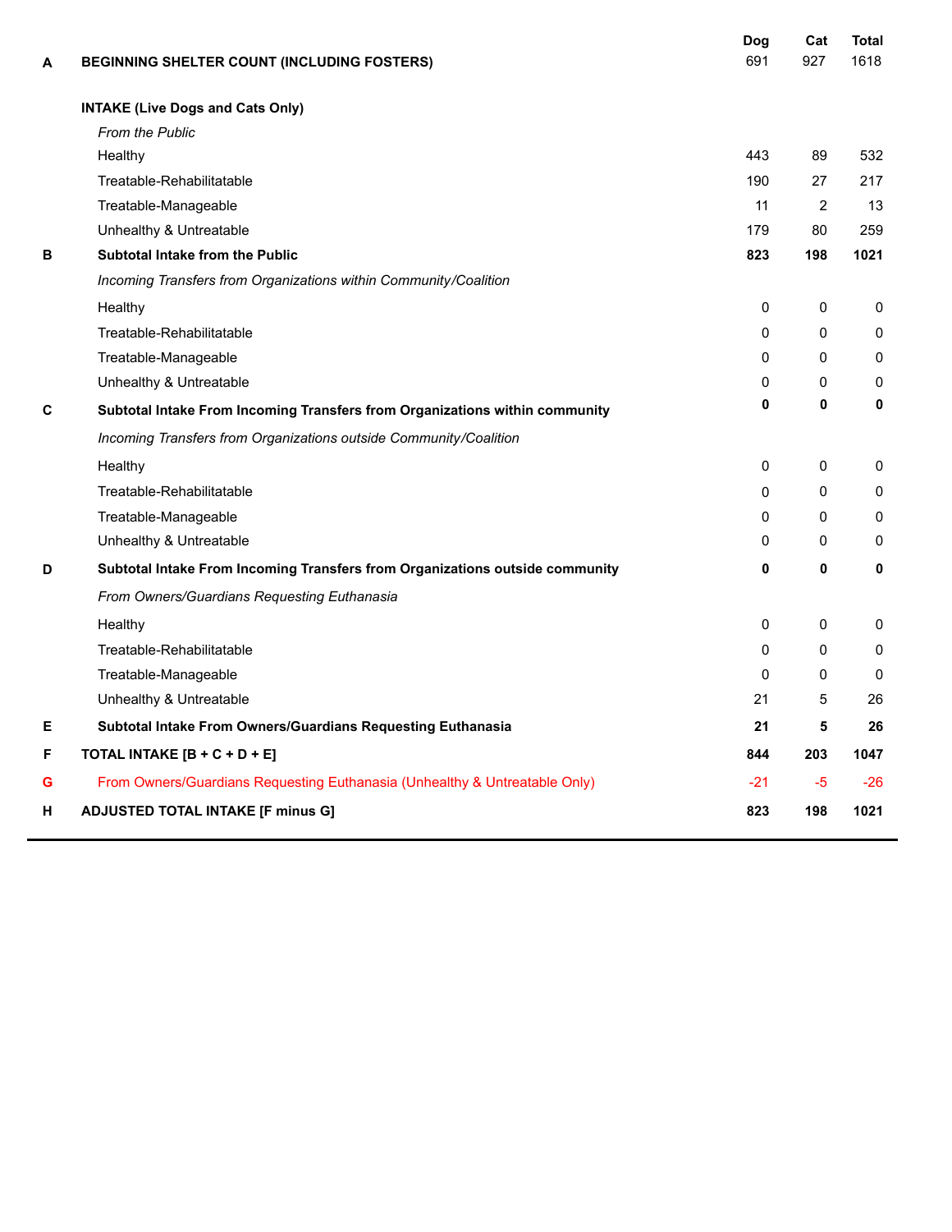| | | Dog | Cat | Total |
|---|---|---|---|---|
| A | **BEGINNING SHELTER COUNT (INCLUDING FOSTERS)** | 691 | 927 | 1618 |
| | **INTAKE (Live Dogs and Cats Only)** | | | |
| | *From the Public* | | | |
| | Healthy | 443 | 89 | 532 |
| | Treatable-Rehabilitatable | 190 | 27 | 217 |
| | Treatable-Manageable | 11 | 2 | 13 |
| | Unhealthy & Untreatable | 179 | 80 | 259 |
| B | **Subtotal Intake from the Public** | **823** | **198** | **1021** |
| | *Incoming Transfers from Organizations within Community/Coalition* | | | |
| | Healthy | 0 | 0 | 0 |
| | Treatable-Rehabilitatable | 0 | 0 | 0 |
| | Treatable-Manageable | 0 | 0 | 0 |
| | Unhealthy & Untreatable | 0 | 0 | 0 |
| C | **Subtotal Intake From Incoming Transfers from Organizations within community** | **0** | **0** | **0** |
| | *Incoming Transfers from Organizations outside Community/Coalition* | | | |
| | Healthy | 0 | 0 | 0 |
| | Treatable-Rehabilitatable | 0 | 0 | 0 |
| | Treatable-Manageable | 0 | 0 | 0 |
| | Unhealthy & Untreatable | 0 | 0 | 0 |
| D | **Subtotal Intake From Incoming Transfers from Organizations outside community** | **0** | **0** | **0** |
| | *From Owners/Guardians Requesting Euthanasia* | | | |
| | Healthy | 0 | 0 | 0 |
| | Treatable-Rehabilitatable | 0 | 0 | 0 |
| | Treatable-Manageable | 0 | 0 | 0 |
| | Unhealthy & Untreatable | 21 | 5 | 26 |
| E | **Subtotal Intake From Owners/Guardians Requesting Euthanasia** | **21** | **5** | **26** |
| F | **TOTAL INTAKE [B + C + D + E]** | **844** | **203** | **1047** |
| G | From Owners/Guardians Requesting Euthanasia (Unhealthy & Untreatable Only) | -21 | -5 | -26 |
| H | **ADJUSTED TOTAL INTAKE [F minus G]** | **823** | **198** | **1021** |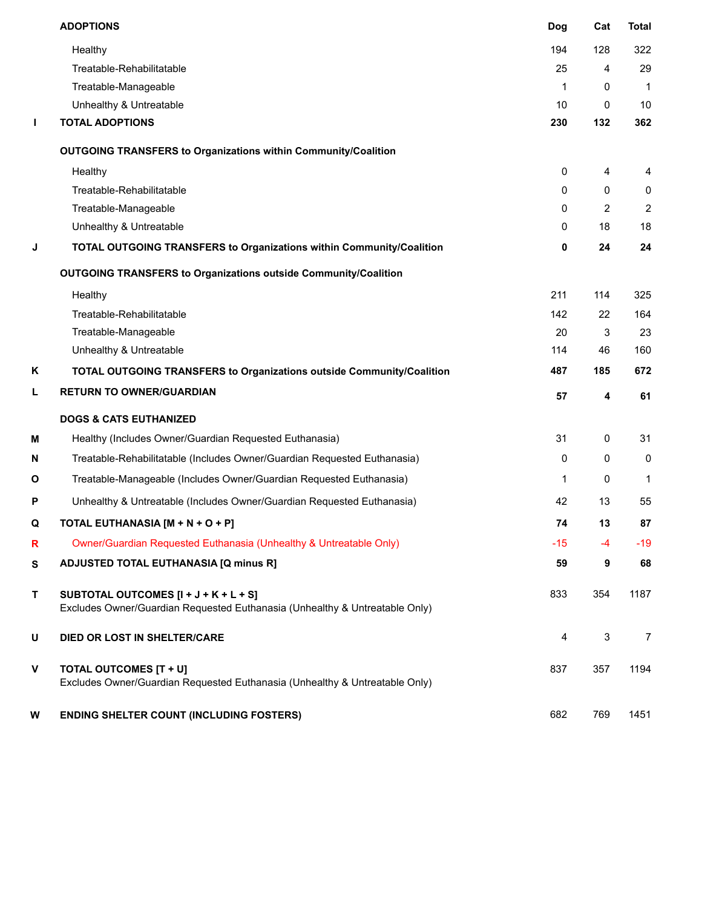| | | Dog | Cat | Total |
|---|---|---|---|---|
| | **ADOPTIONS** | | | |
| | Healthy | 194 | 128 | 322 |
| | Treatable-Rehabilitatable | 25 | 4 | 29 |
| | Treatable-Manageable | 1 | 0 | 1 |
| | Unhealthy & Untreatable | 10 | 0 | 10 |
| **I** | **TOTAL ADOPTIONS** | **230** | **132** | **362** |
| | **OUTGOING TRANSFERS to Organizations within Community/Coalition** | | | |
| | Healthy | 0 | 4 | 4 |
| | Treatable-Rehabilitatable | 0 | 0 | 0 |
| | Treatable-Manageable | 0 | 2 | 2 |
| | Unhealthy & Untreatable | 0 | 18 | 18 |
| **J** | **TOTAL OUTGOING TRANSFERS to Organizations within Community/Coalition** | **0** | **24** | **24** |
| | **OUTGOING TRANSFERS to Organizations outside Community/Coalition** | | | |
| | Healthy | 211 | 114 | 325 |
| | Treatable-Rehabilitatable | 142 | 22 | 164 |
| | Treatable-Manageable | 20 | 3 | 23 |
| | Unhealthy & Untreatable | 114 | 46 | 160 |
| **K** | **TOTAL OUTGOING TRANSFERS to Organizations outside Community/Coalition** | **487** | **185** | **672** |
| **L** | **RETURN TO OWNER/GUARDIAN** | **57** | **4** | **61** |
| | **DOGS & CATS EUTHANIZED** | | | |
| **M** | Healthy (Includes Owner/Guardian Requested Euthanasia) | 31 | 0 | 31 |
| **N** | Treatable-Rehabilitatable (Includes Owner/Guardian Requested Euthanasia) | 0 | 0 | 0 |
| **O** | Treatable-Manageable (Includes Owner/Guardian Requested Euthanasia) | 1 | 0 | 1 |
| **P** | Unhealthy & Untreatable (Includes Owner/Guardian Requested Euthanasia) | 42 | 13 | 55 |
| **Q** | **TOTAL EUTHANASIA [M + N + O + P]** | **74** | **13** | **87** |
| **R** | Owner/Guardian Requested Euthanasia (Unhealthy & Untreatable Only) | -15 | -4 | -19 |
| **S** | **ADJUSTED TOTAL EUTHANASIA [Q minus R]** | **59** | **9** | **68** |
| **T** | **SUBTOTAL OUTCOMES [I + J + K + L + S]** Excludes Owner/Guardian Requested Euthanasia (Unhealthy & Untreatable Only) | 833 | 354 | 1187 |
| **U** | **DIED OR LOST IN SHELTER/CARE** | 4 | 3 | 7 |
| **V** | **TOTAL OUTCOMES [T + U]** Excludes Owner/Guardian Requested Euthanasia (Unhealthy & Untreatable Only) | 837 | 357 | 1194 |
| **W** | **ENDING SHELTER COUNT (INCLUDING FOSTERS)** | 682 | 769 | 1451 |